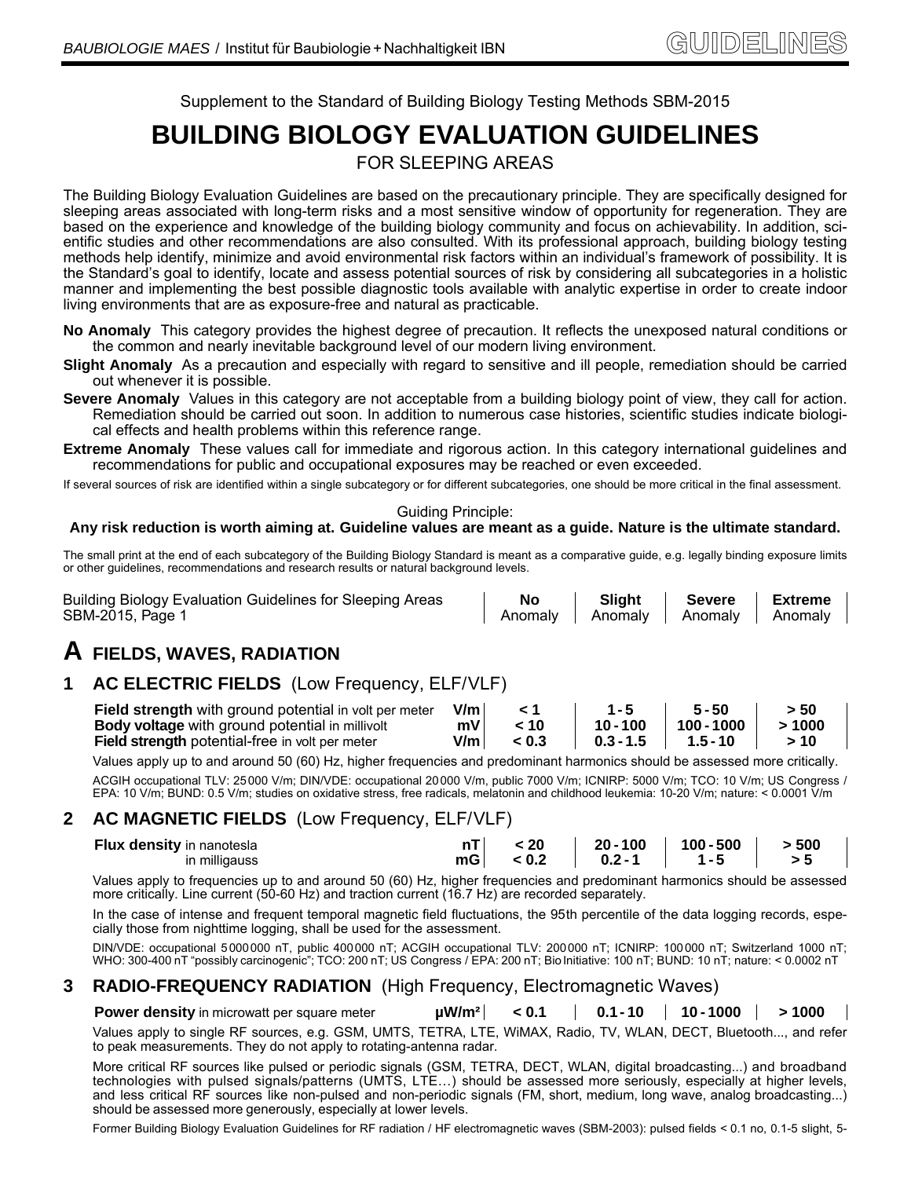Supplement to the Standard of Building Biology Testing Methods SBM-2015

# BUILDING BIOLOGY EVALUATION GUIDELINES

FOR SLEEPING AREAS

The Building Biology Evaluation Guidelines are based on the precautionary principle. They are specifically designed for sleeping areas associated with long-term risks and a most sensitive window of opportunity for regeneration. They are based on the experience and knowledge of the building biology community and focus on achievability. In addition, scientific studies and other recommendations are also consulted. With its professional approach, building biology testing methods help identify, minimize and avoid environmental risk factors within an individual's framework of possibility. It is the Standard's goal to identify, locate and assess potential sources of risk by considering all subcategories in a holistic manner and implementing the best possible diagnostic tools available with analytic expertise in order to create indoor living environments that are as exposure-free and natural as practicable.

**No Anomaly** This category provides the highest degree of precaution. It reflects the unexposed natural conditions or the common and nearly inevitable background level of our modern living environment.

**Slight Anomaly** As a precaution and especially with regard to sensitive and ill people, remediation should be carried out whenever it is possible.

**Severe Anomaly** Values in this category are not acceptable from a building biology point of view, they call for action. Remediation should be carried out soon. In addition to numerous case histories, scientific studies indicate biological effects and health problems within this reference range.

**Extreme Anomaly** These values call for immediate and rigorous action. In this category international guidelines and recommendations for public and occupational exposures may be reached or even exceeded.

If several sources of risk are identified within a single subcategory or for different subcategories, one should be more critical in the final assessment.

Guiding Principle:
**Any risk reduction is worth aiming at. Guideline values are meant as a guide. Nature is the ultimate standard.**

The small print at the end of each subcategory of the Building Biology Standard is meant as a comparative guide, e.g. legally binding exposure limits or other guidelines, recommendations and research results or natural background levels.

| Building Biology Evaluation Guidelines for Sleeping Areas SBM-2015, Page 1 | | **No** Anomaly | **Slight** Anomaly | **Severe** Anomaly | **Extreme** Anomaly |
|---|---|---|---|---|---|

# A FIELDS, WAVES, RADIATION

## 1 AC ELECTRIC FIELDS (Low Frequency, ELF/VLF)

| | | | | | |
|---|---|---|---|---|---|
| **Field strength** with ground potential in volt per meter | V/m | < 1 | 1 - 5 | 5 - 50 | > 50 |
| **Body voltage** with ground potential in millivolt | mV | < 10 | 10 - 100 | 100 - 1000 | > 1000 |
| **Field strength** potential-free in volt per meter | V/m | < 0.3 | 0.3 - 1.5 | 1.5 - 10 | > 10 |

Values apply up to and around 50 (60) Hz, higher frequencies and predominant harmonics should be assessed more critically.

ACGIH occupational TLV: 25000 V/m; DIN/VDE: occupational 20000 V/m, public 7000 V/m; ICNIRP: 5000 V/m; TCO: 10 V/m; US Congress / EPA: 10 V/m; BUND: 0.5 V/m; studies on oxidative stress, free radicals, melatonin and childhood leukemia: 10-20 V/m; nature: < 0.0001 V/m

## 2 AC MAGNETIC FIELDS (Low Frequency, ELF/VLF)

| | | | | | |
|---|---|---|---|---|---|
| **Flux density** in nanotesla | nT | < 20 | 20 - 100 | 100 - 500 | > 500 |
| in milligauss | mG | < 0.2 | 0.2 - 1 | 1 - 5 | > 5 |

Values apply to frequencies up to and around 50 (60) Hz, higher frequencies and predominant harmonics should be assessed more critically. Line current (50-60 Hz) and traction current (16.7 Hz) are recorded separately.

In the case of intense and frequent temporal magnetic field fluctuations, the 95th percentile of the data logging records, especially those from nighttime logging, shall be used for the assessment.

DIN/VDE: occupational 5000000 nT, public 400000 nT; ACGIH occupational TLV: 200000 nT; ICNIRP: 100000 nT; Switzerland 1000 nT; WHO: 300-400 nT "possibly carcinogenic"; TCO: 200 nT; US Congress / EPA: 200 nT; BioInitiative: 100 nT; BUND: 10 nT; nature: < 0.0002 nT

## 3 RADIO-FREQUENCY RADIATION (High Frequency, Electromagnetic Waves)

| | | | | | |
|---|---|---|---|---|---|
| **Power density** in microwatt per square meter | μW/m² | < 0.1 | 0.1 - 10 | 10 - 1000 | > 1000 |

Values apply to single RF sources, e.g. GSM, UMTS, TETRA, LTE, WiMAX, Radio, TV, WLAN, DECT, Bluetooth..., and refer to peak measurements. They do not apply to rotating-antenna radar.

More critical RF sources like pulsed or periodic signals (GSM, TETRA, DECT, WLAN, digital broadcasting...) and broadband technologies with pulsed signals/patterns (UMTS, LTE…) should be assessed more seriously, especially at higher levels, and less critical RF sources like non-pulsed and non-periodic signals (FM, short, medium, long wave, analog broadcasting...) should be assessed more generously, especially at lower levels.

Former Building Biology Evaluation Guidelines for RF radiation / HF electromagnetic waves (SBM-2003): pulsed fields < 0.1 no, 0.1-5 slight, 5-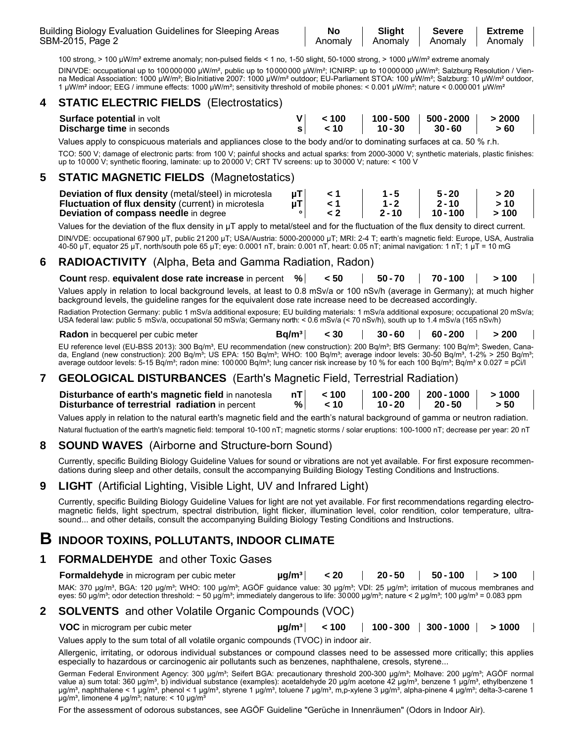100 strong, > 100 μW/m² extreme anomaly; non-pulsed fields < 1 no, 1-50 slight, 50-1000 strong, > 1000 μW/m² extreme anomaly

DIN/VDE: occupational up to 100 000 000 μW/m², public up to 10 000 000 μW/m²; ICNIRP: up to 10 000 000 μW/m²; Salzburg Resolution / Vienna Medical Association: 1000 μW/m²; BioInitiative 2007: 1000 μW/m² outdoor; EU-Parliament STOA: 100 μW/m²; Salzburg: 10 μW/m² outdoor, 1 μW/m² indoor; EEG / immune effects: 1000 μW/m²; sensitivity threshold of mobile phones: < 0.001 μW/m²; nature < 0.000 001 μW/m²

## 4 STATIC ELECTRIC FIELDS (Electrostatics)

| | | No Anomaly | Slight Anomaly | Severe Anomaly | Extreme Anomaly |
|---|---|---|---|---|---|
| **Surface potential** in volt | V | < 100 | 100 - 500 | 500 - 2000 | > 2000 |
| **Discharge time** in seconds | s | < 10 | 10 - 30 | 30 - 60 | > 60 |

Values apply to conspicuous materials and appliances close to the body and/or to dominating surfaces at ca. 50 % r.h.

TCO: 500 V; damage of electronic parts: from 100 V; painful shocks and actual sparks: from 2000-3000 V; synthetic materials, plastic finishes: up to 10 000 V; synthetic flooring, laminate: up to 20 000 V; CRT TV screens: up to 30 000 V; nature: < 100 V

## 5 STATIC MAGNETIC FIELDS (Magnetostatics)

| | | No Anomaly | Slight Anomaly | Severe Anomaly | Extreme Anomaly |
|---|---|---|---|---|---|
| **Deviation of flux density** (metal/steel) in microtesla | μT | < 1 | 1 - 5 | 5 - 20 | > 20 |
| **Fluctuation of flux density** (current) in microtesla | μT | < 1 | 1 - 2 | 2 - 10 | > 10 |
| **Deviation of compass needle** in degree | ° | < 2 | 2 - 10 | 10 - 100 | > 100 |

Values for the deviation of the flux density in μT apply to metal/steel and for the fluctuation of the flux density to direct current.

DIN/VDE: occupational 67 900 μT, public 21 200 μT; USA/Austria: 5000-200 000 μT; MRI: 2-4 T; earth's magnetic field: Europe, USA, Australia 40-50 μT, equator 25 μT, north/south pole 65 μT; eye: 0.0001 nT, brain: 0.001 nT, heart: 0.05 nT; animal navigation: 1 nT; 1 μT = 10 mG

## 6 RADIOACTIVITY (Alpha, Beta and Gamma Radiation, Radon)

| | | No Anomaly | Slight Anomaly | Severe Anomaly | Extreme Anomaly |
|---|---|---|---|---|---|
| **Count** resp. **equivalent dose rate increase** in percent | % | < 50 | 50 - 70 | 70 - 100 | > 100 |

Values apply in relation to local background levels, at least to 0.8 mSv/a or 100 nSv/h (average in Germany); at much higher background levels, the guideline ranges for the equivalent dose rate increase need to be decreased accordingly.

Radiation Protection Germany: public 1 mSv/a additional exposure; EU building materials: 1 mSv/a additional exposure; occupational 20 mSv/a; USA federal law: public 5 mSv/a, occupational 50 mSv/a; Germany north: < 0.6 mSv/a (< 70 nSv/h), south up to 1.4 mSv/a (165 nSv/h)

| | | No Anomaly | Slight Anomaly | Severe Anomaly | Extreme Anomaly |
|---|---|---|---|---|---|
| **Radon** in becquerel per cubic meter | Bq/m³ | < 30 | 30 - 60 | 60 - 200 | > 200 |

EU reference level (EU-BSS 2013): 300 Bq/m³, EU recommendation (new construction): 200 Bq/m³; BfS Germany: 100 Bq/m³; Sweden, Canada, England (new construction): 200 Bq/m³; US EPA: 150 Bq/m³; WHO: 100 Bq/m³; average indoor levels: 30-50 Bq/m³, 1-2% > 250 Bq/m³; average outdoor levels: 5-15 Bq/m³; radon mine: 100 000 Bq/m³; lung cancer risk increase by 10 % for each 100 Bq/m³; Bq/m³ x 0.027 = pCi/l

## 7 GEOLOGICAL DISTURBANCES (Earth's Magnetic Field, Terrestrial Radiation)

| | | No Anomaly | Slight Anomaly | Severe Anomaly | Extreme Anomaly |
|---|---|---|---|---|---|
| **Disturbance of earth's magnetic field** in nanotesla | nT | < 100 | 100 - 200 | 200 - 1000 | > 1000 |
| **Disturbance of terrestrial radiation** in percent | % | < 10 | 10 - 20 | 20 - 50 | > 50 |

Values apply in relation to the natural earth's magnetic field and the earth's natural background of gamma or neutron radiation.

Natural fluctuation of the earth's magnetic field: temporal 10-100 nT; magnetic storms / solar eruptions: 100-1000 nT; decrease per year: 20 nT

## 8 SOUND WAVES (Airborne and Structure-born Sound)

Currently, specific Building Biology Guideline Values for sound or vibrations are not yet available. For first exposure recommendations during sleep and other details, consult the accompanying Building Biology Testing Conditions and Instructions.

## 9 LIGHT (Artificial Lighting, Visible Light, UV and Infrared Light)

Currently, specific Building Biology Guideline Values for light are not yet available. For first recommendations regarding electromagnetic fields, light spectrum, spectral distribution, light flicker, illumination level, color rendition, color temperature, ultrasound... and other details, consult the accompanying Building Biology Testing Conditions and Instructions.

# B INDOOR TOXINS, POLLUTANTS, INDOOR CLIMATE

## 1 FORMALDEHYDE and other Toxic Gases

| | | No Anomaly | Slight Anomaly | Severe Anomaly | Extreme Anomaly |
|---|---|---|---|---|---|
| **Formaldehyde** in microgram per cubic meter | μg/m³ | < 20 | 20 - 50 | 50 - 100 | > 100 |

MAK: 370 μg/m³, BGA: 120 μg/m³; WHO: 100 μg/m³; AGÖF guidance value: 30 μg/m³; VDI: 25 μg/m³; irritation of mucous membranes and eyes: 50 μg/m³; odor detection threshold: ~ 50 μg/m³; immediately dangerous to life: 30 000 μg/m³; nature < 2 μg/m³; 100 μg/m³ = 0.083 ppm

## 2 SOLVENTS and other Volatile Organic Compounds (VOC)

| | | No Anomaly | Slight Anomaly | Severe Anomaly | Extreme Anomaly |
|---|---|---|---|---|---|
| **VOC** in microgram per cubic meter | μg/m³ | < 100 | 100 - 300 | 300 - 1000 | > 1000 |

Values apply to the sum total of all volatile organic compounds (TVOC) in indoor air.

Allergenic, irritating, or odorous individual substances or compound classes need to be assessed more critically; this applies especially to hazardous or carcinogenic air pollutants such as benzenes, naphthalene, cresols, styrene...

German Federal Environment Agency: 300 μg/m³; Seifert BGA: precautionary threshold 200-300 μg/m³; Molhave: 200 μg/m³; AGÖF normal value a) sum total: 360 μg/m³, b) individual substance (examples): acetaldehyde 20 μg/m acetone 42 μg/m³, benzene 1 μg/m³, ethylbenzene 1 μg/m³, naphthalene < 1 μg/m³, phenol < 1 μg/m³, styrene 1 μg/m³, toluene 7 μg/m³, m,p-xylene 3 μg/m³, alpha-pinene 4 μg/m³; delta-3-carene 1 μg/m³, limonene 4 μg/m³; nature: < 10 μg/m³

For the assessment of odorous substances, see AGÖF Guideline "Gerüche in Innenräumen" (Odors in Indoor Air).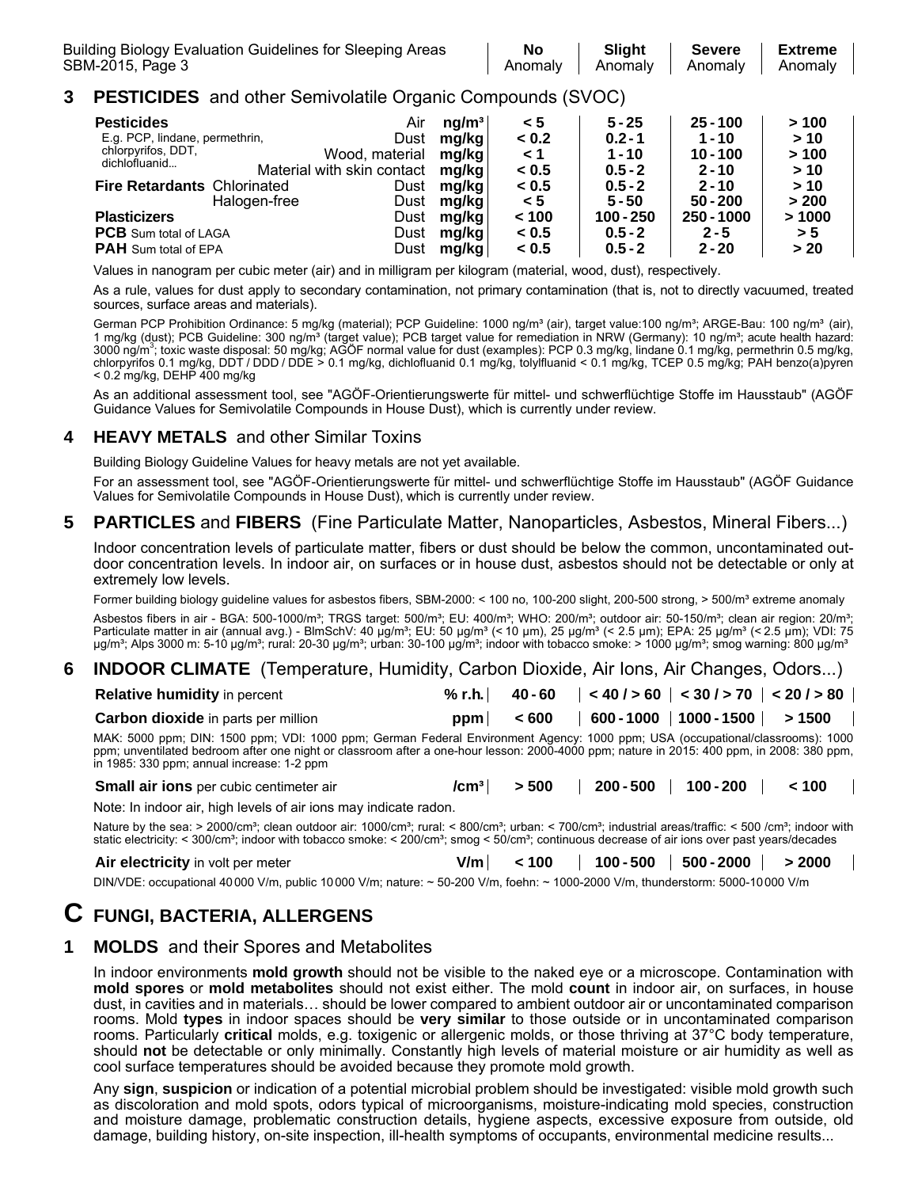## 3 PESTICIDES and other Semivolatile Organic Compounds (SVOC)

| | | | No Anomaly | Slight Anomaly | Severe Anomaly | Extreme Anomaly |
|---|---|---|---|---|---|---|
| **Pesticides** | Air | ng/m³ | < 5 | 5 - 25 | 25 - 100 | > 100 |
| E.g. PCP, lindane, permethrin, | Dust | mg/kg | < 0.2 | 0.2 - 1 | 1 - 10 | > 10 |
| chlorpyrifos, DDT, dichlofluanid... | Wood, material | mg/kg | < 1 | 1 - 10 | 10 - 100 | > 100 |
| | Material with skin contact | mg/kg | < 0.5 | 0.5 - 2 | 2 - 10 | > 10 |
| **Fire Retardants** Chlorinated | Dust | mg/kg | < 0.5 | 0.5 - 2 | 2 - 10 | > 10 |
| Halogen-free | Dust | mg/kg | < 5 | 5 - 50 | 50 - 200 | > 200 |
| **Plasticizers** | Dust | mg/kg | < 100 | 100 - 250 | 250 - 1000 | > 1000 |
| **PCB** Sum total of LAGA | Dust | mg/kg | < 0.5 | 0.5 - 2 | 2 - 5 | > 5 |
| **PAH** Sum total of EPA | Dust | mg/kg | < 0.5 | 0.5 - 2 | 2 - 20 | > 20 |

Values in nanogram per cubic meter (air) and in milligram per kilogram (material, wood, dust), respectively.

As a rule, values for dust apply to secondary contamination, not primary contamination (that is, not to directly vacuumed, treated sources, surface areas and materials).

German PCP Prohibition Ordinance: 5 mg/kg (material); PCP Guideline: 1000 ng/m³ (air), target value:100 ng/m³; ARGE-Bau: 100 ng/m³ (air), 1 mg/kg (dust); PCB Guideline: 300 ng/m³ (target value); PCB target value for remediation in NRW (Germany): 10 ng/m³; acute health hazard: 3000 ng/m³; toxic waste disposal: 50 mg/kg; AGÖF normal value for dust (examples): PCP 0.3 mg/kg, lindane 0.1 mg/kg, permethrin 0.5 mg/kg, chlorpyrifos 0.1 mg/kg, DDT / DDD / DDE > 0.1 mg/kg, dichlofluanid 0.1 mg/kg, tolylfluanid < 0.1 mg/kg, TCEP 0.5 mg/kg; PAH benzo(a)pyren < 0.2 mg/kg, DEHP 400 mg/kg

As an additional assessment tool, see "AGÖF-Orientierungswerte für mittel- und schwerflüchtige Stoffe im Hausstaub" (AGÖF Guidance Values for Semivolatile Compounds in House Dust), which is currently under review.

## 4 HEAVY METALS and other Similar Toxins

Building Biology Guideline Values for heavy metals are not yet available.

For an assessment tool, see "AGÖF-Orientierungswerte für mittel- und schwerflüchtige Stoffe im Hausstaub" (AGÖF Guidance Values for Semivolatile Compounds in House Dust), which is currently under review.

## 5 PARTICLES and FIBERS (Fine Particulate Matter, Nanoparticles, Asbestos, Mineral Fibers...)

Indoor concentration levels of particulate matter, fibers or dust should be below the common, uncontaminated outdoor concentration levels. In indoor air, on surfaces or in house dust, asbestos should not be detectable or only at extremely low levels.

Former building biology guideline values for asbestos fibers, SBM-2000: < 100 no, 100-200 slight, 200-500 strong, > 500/m³ extreme anomaly

Asbestos fibers in air - BGA: 500-1000/m³; TRGS target: 500/m³; EU: 400/m³; WHO: 200/m³; outdoor air: 50-150/m³; clean air region: 20/m³; Particulate matter in air (annual avg.) - BImSchV: 40 µg/m³; EU: 50 µg/m³ (< 10 µm), 25 µg/m³ (< 2.5 µm); EPA: 25 µg/m³ (< 2.5 µm); VDI: 75 µg/m³; Alps 3000 m: 5-10 µg/m³; rural: 20-30 µg/m³; urban: 30-100 µg/m³; indoor with tobacco smoke: > 1000 µg/m³; smog warning: 800 µg/m³

## 6 INDOOR CLIMATE (Temperature, Humidity, Carbon Dioxide, Air Ions, Air Changes, Odors...)

| | | No Anomaly | Slight Anomaly | Severe Anomaly | Extreme Anomaly |
|---|---|---|---|---|---|
| **Relative humidity** in percent | % r.h. | 40 - 60 | < 40 / > 60 | < 30 / > 70 | < 20 / > 80 |
| **Carbon dioxide** in parts per million | ppm | < 600 | 600 - 1000 | 1000 - 1500 | > 1500 |

MAK: 5000 ppm; DIN: 1500 ppm; VDI: 1000 ppm; German Federal Environment Agency: 1000 ppm; USA (occupational/classrooms): 1000 ppm; unventilated bedroom after one night or classroom after a one-hour lesson: 2000-4000 ppm; nature in 2015: 400 ppm, in 2008: 380 ppm, in 1985: 330 ppm; annual increase: 1-2 ppm

| | | No Anomaly | Slight Anomaly | Severe Anomaly | Extreme Anomaly |
|---|---|---|---|---|---|
| **Small air ions** per cubic centimeter air | /cm³ | > 500 | 200 - 500 | 100 - 200 | < 100 |

Note: In indoor air, high levels of air ions may indicate radon.

Nature by the sea: > 2000/cm³; clean outdoor air: 1000/cm³; rural: < 800/cm³; urban: < 700/cm³; industrial areas/traffic: < 500 /cm³; indoor with static electricity: < 300/cm³; indoor with tobacco smoke: < 200/cm³; smog < 50/cm³; continuous decrease of air ions over past years/decades

| | | No Anomaly | Slight Anomaly | Severe Anomaly | Extreme Anomaly |
|---|---|---|---|---|---|
| **Air electricity** in volt per meter | V/m | < 100 | 100 - 500 | 500 - 2000 | > 2000 |

DIN/VDE: occupational 40 000 V/m, public 10 000 V/m; nature: ~ 50-200 V/m, foehn: ~ 1000-2000 V/m, thunderstorm: 5000-10 000 V/m

# C FUNGI, BACTERIA, ALLERGENS

## 1 MOLDS and their Spores and Metabolites

In indoor environments **mold growth** should not be visible to the naked eye or a microscope. Contamination with **mold spores** or **mold metabolites** should not exist either. The mold **count** in indoor air, on surfaces, in house dust, in cavities and in materials… should be lower compared to ambient outdoor air or uncontaminated comparison rooms. Mold **types** in indoor spaces should be **very similar** to those outside or in uncontaminated comparison rooms. Particularly **critical** molds, e.g. toxigenic or allergenic molds, or those thriving at 37°C body temperature, should **not** be detectable or only minimally. Constantly high levels of material moisture or air humidity as well as cool surface temperatures should be avoided because they promote mold growth.

Any **sign**, **suspicion** or indication of a potential microbial problem should be investigated: visible mold growth such as discoloration and mold spots, odors typical of microorganisms, moisture-indicating mold species, construction and moisture damage, problematic construction details, hygiene aspects, excessive exposure from outside, old damage, building history, on-site inspection, ill-health symptoms of occupants, environmental medicine results...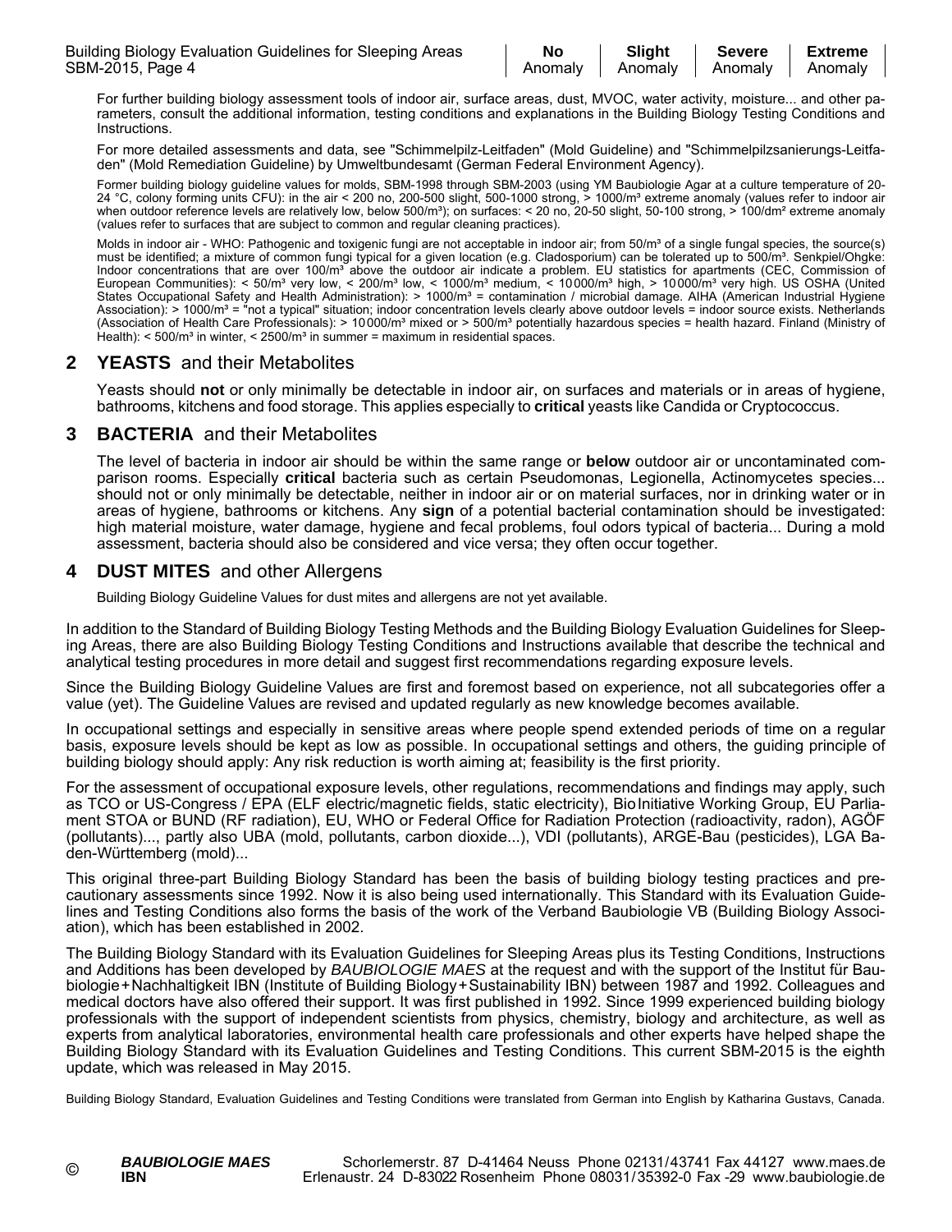For further building biology assessment tools of indoor air, surface areas, dust, MVOC, water activity, moisture... and other parameters, consult the additional information, testing conditions and explanations in the Building Biology Testing Conditions and Instructions.

For more detailed assessments and data, see "Schimmelpilz-Leitfaden" (Mold Guideline) and "Schimmelpilzsanierungs-Leitfaden" (Mold Remediation Guideline) by Umweltbundesamt (German Federal Environment Agency).

Former building biology guideline values for molds, SBM-1998 through SBM-2003 (using YM Baubiologie Agar at a culture temperature of 20-24 °C, colony forming units CFU): in the air < 200 no, 200-500 slight, 500-1000 strong, > 1000/m³ extreme anomaly (values refer to indoor air when outdoor reference levels are relatively low, below 500/m³); on surfaces: < 20 no, 20-50 slight, 50-100 strong, > 100/dm² extreme anomaly (values refer to surfaces that are subject to common and regular cleaning practices).

Molds in indoor air - WHO: Pathogenic and toxigenic fungi are not acceptable in indoor air; from 50/m³ of a single fungal species, the source(s) must be identified; a mixture of common fungi typical for a given location (e.g. Cladosporium) can be tolerated up to 500/m³. Senkpiel/Ohgke: Indoor concentrations that are over 100/m³ above the outdoor air indicate a problem. EU statistics for apartments (CEC, Commission of European Communities): < 50/m³ very low, < 200/m³ low, < 1000/m³ medium, < 10000/m³ high, > 10000/m³ very high. US OSHA (United States Occupational Safety and Health Administration): > 1000/m³ = contamination / microbial damage. AIHA (American Industrial Hygiene Association): > 1000/m³ = "not a typical" situation; indoor concentration levels clearly above outdoor levels = indoor source exists. Netherlands (Association of Health Care Professionals): > 10000/m³ mixed or > 500/m³ potentially hazardous species = health hazard. Finland (Ministry of Health): < 500/m³ in winter, < 2500/m³ in summer = maximum in residential spaces.

## 2 YEASTS and their Metabolites

Yeasts should **not** or only minimally be detectable in indoor air, on surfaces and materials or in areas of hygiene, bathrooms, kitchens and food storage. This applies especially to **critical** yeasts like Candida or Cryptococcus.

## 3 BACTERIA and their Metabolites

The level of bacteria in indoor air should be within the same range or **below** outdoor air or uncontaminated comparison rooms. Especially **critical** bacteria such as certain Pseudomonas, Legionella, Actinomycetes species... should not or only minimally be detectable, neither in indoor air or on material surfaces, nor in drinking water or in areas of hygiene, bathrooms or kitchens. Any **sign** of a potential bacterial contamination should be investigated: high material moisture, water damage, hygiene and fecal problems, foul odors typical of bacteria... During a mold assessment, bacteria should also be considered and vice versa; they often occur together.

## 4 DUST MITES and other Allergens

Building Biology Guideline Values for dust mites and allergens are not yet available.

In addition to the Standard of Building Biology Testing Methods and the Building Biology Evaluation Guidelines for Sleeping Areas, there are also Building Biology Testing Conditions and Instructions available that describe the technical and analytical testing procedures in more detail and suggest first recommendations regarding exposure levels.

Since the Building Biology Guideline Values are first and foremost based on experience, not all subcategories offer a value (yet). The Guideline Values are revised and updated regularly as new knowledge becomes available.

In occupational settings and especially in sensitive areas where people spend extended periods of time on a regular basis, exposure levels should be kept as low as possible. In occupational settings and others, the guiding principle of building biology should apply: Any risk reduction is worth aiming at; feasibility is the first priority.

For the assessment of occupational exposure levels, other regulations, recommendations and findings may apply, such as TCO or US-Congress / EPA (ELF electric/magnetic fields, static electricity), BioInitiative Working Group, EU Parliament STOA or BUND (RF radiation), EU, WHO or Federal Office for Radiation Protection (radioactivity, radon), AGÖF (pollutants)..., partly also UBA (mold, pollutants, carbon dioxide...), VDI (pollutants), ARGE-Bau (pesticides), LGA Baden-Württemberg (mold)...

This original three-part Building Biology Standard has been the basis of building biology testing practices and precautionary assessments since 1992. Now it is also being used internationally. This Standard with its Evaluation Guidelines and Testing Conditions also forms the basis of the work of the Verband Baubiologie VB (Building Biology Association), which has been established in 2002.

The Building Biology Standard with its Evaluation Guidelines for Sleeping Areas plus its Testing Conditions, Instructions and Additions has been developed by *BAUBIOLOGIE MAES* at the request and with the support of the Institut für Baubiologie+Nachhaltigkeit IBN (Institute of Building Biology+Sustainability IBN) between 1987 and 1992. Colleagues and medical doctors have also offered their support. It was first published in 1992. Since 1999 experienced building biology professionals with the support of independent scientists from physics, chemistry, biology and architecture, as well as experts from analytical laboratories, environmental health care professionals and other experts have helped shape the Building Biology Standard with its Evaluation Guidelines and Testing Conditions. This current SBM-2015 is the eighth update, which was released in May 2015.

Building Biology Standard, Evaluation Guidelines and Testing Conditions were translated from German into English by Katharina Gustavs, Canada.

© ***BAUBIOLOGIE MAES*** Schorlemerstr. 87 D-41464 Neuss Phone 02131/43741 Fax 44127 www.maes.de
**IBN** Erlenaustr. 24 D-83022 Rosenheim Phone 08031/35392-0 Fax -29 www.baubiologie.de